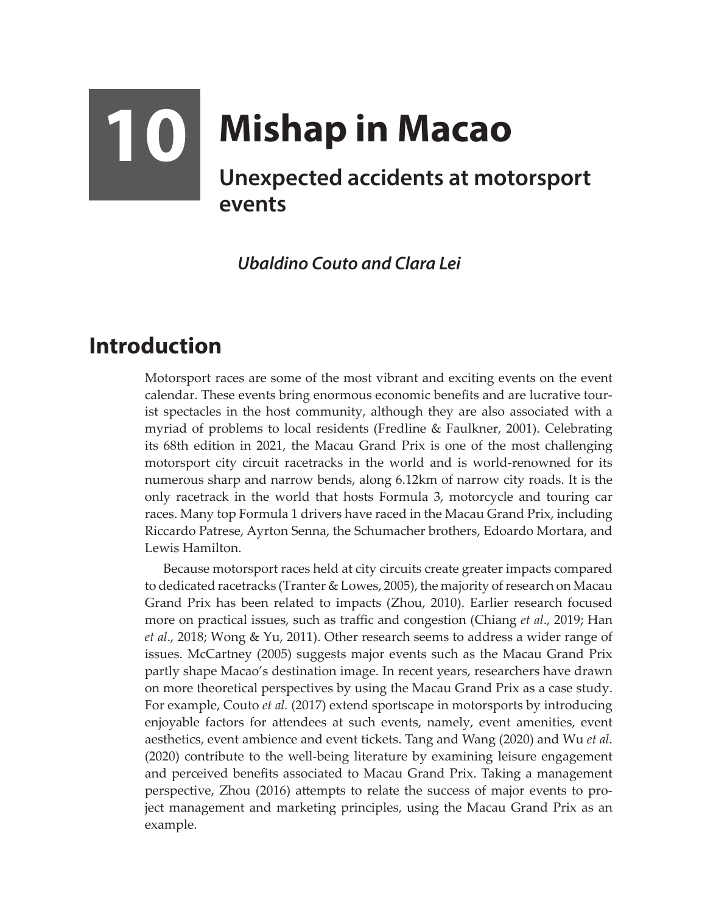# 10 Mishap in Macao

## Unexpected accidents at motorsport events

***Ubaldino Couto and Clara Lei***

## Introduction

Motorsport races are some of the most vibrant and exciting events on the event calendar. These events bring enormous economic benefits and are lucrative tourist spectacles in the host community, although they are also associated with a myriad of problems to local residents (Fredline & Faulkner, 2001). Celebrating its 68th edition in 2021, the Macau Grand Prix is one of the most challenging motorsport city circuit racetracks in the world and is world-renowned for its numerous sharp and narrow bends, along 6.12km of narrow city roads. It is the only racetrack in the world that hosts Formula 3, motorcycle and touring car races. Many top Formula 1 drivers have raced in the Macau Grand Prix, including Riccardo Patrese, Ayrton Senna, the Schumacher brothers, Edoardo Mortara, and Lewis Hamilton.

Because motorsport races held at city circuits create greater impacts compared to dedicated racetracks (Tranter & Lowes, 2005), the majority of research on Macau Grand Prix has been related to impacts (Zhou, 2010). Earlier research focused more on practical issues, such as traffic and congestion (Chiang *et al*., 2019; Han *et al*., 2018; Wong & Yu, 2011). Other research seems to address a wider range of issues. McCartney (2005) suggests major events such as the Macau Grand Prix partly shape Macao's destination image. In recent years, researchers have drawn on more theoretical perspectives by using the Macau Grand Prix as a case study. For example, Couto *et al.* (2017) extend sportscape in motorsports by introducing enjoyable factors for attendees at such events, namely, event amenities, event aesthetics, event ambience and event tickets. Tang and Wang (2020) and Wu *et al.* (2020) contribute to the well-being literature by examining leisure engagement and perceived benefits associated to Macau Grand Prix. Taking a management perspective, Zhou (2016) attempts to relate the success of major events to project management and marketing principles, using the Macau Grand Prix as an example.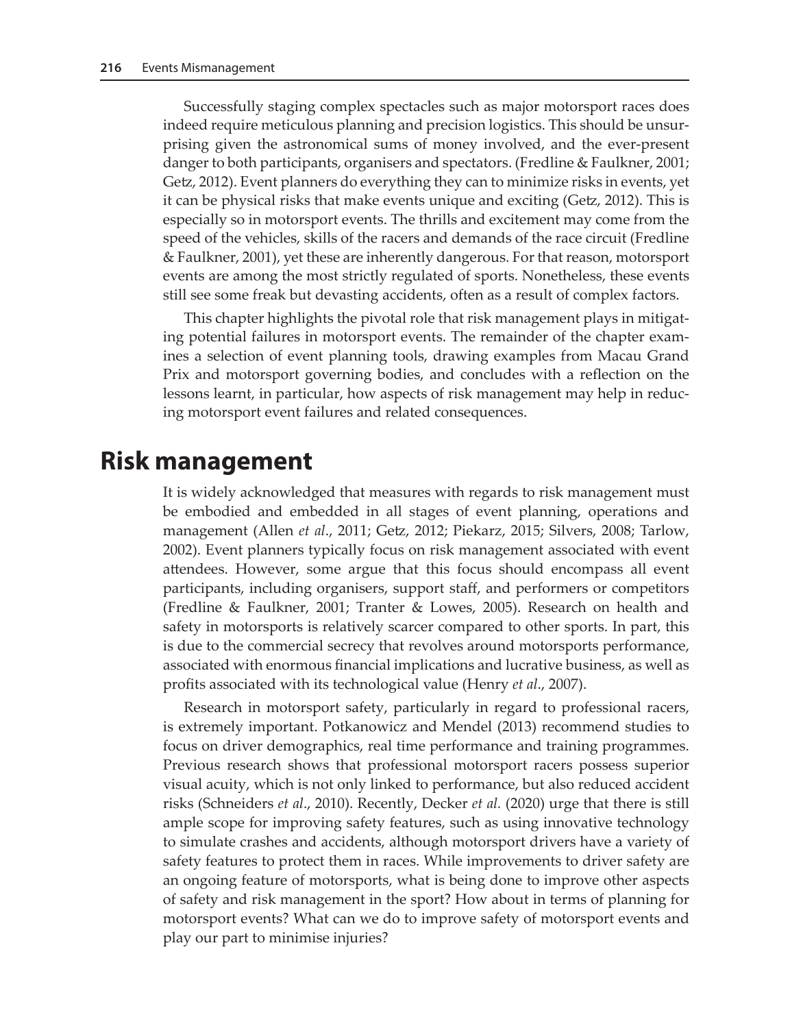Successfully staging complex spectacles such as major motorsport races does indeed require meticulous planning and precision logistics. This should be unsurprising given the astronomical sums of money involved, and the ever-present danger to both participants, organisers and spectators. (Fredline & Faulkner, 2001; Getz, 2012). Event planners do everything they can to minimize risks in events, yet it can be physical risks that make events unique and exciting (Getz, 2012). This is especially so in motorsport events. The thrills and excitement may come from the speed of the vehicles, skills of the racers and demands of the race circuit (Fredline & Faulkner, 2001), yet these are inherently dangerous. For that reason, motorsport events are among the most strictly regulated of sports. Nonetheless, these events still see some freak but devasting accidents, often as a result of complex factors.

This chapter highlights the pivotal role that risk management plays in mitigating potential failures in motorsport events. The remainder of the chapter examines a selection of event planning tools, drawing examples from Macau Grand Prix and motorsport governing bodies, and concludes with a reflection on the lessons learnt, in particular, how aspects of risk management may help in reducing motorsport event failures and related consequences.

## Risk management

It is widely acknowledged that measures with regards to risk management must be embodied and embedded in all stages of event planning, operations and management (Allen *et al*., 2011; Getz, 2012; Piekarz, 2015; Silvers, 2008; Tarlow, 2002). Event planners typically focus on risk management associated with event attendees. However, some argue that this focus should encompass all event participants, including organisers, support staff, and performers or competitors (Fredline & Faulkner, 2001; Tranter & Lowes, 2005). Research on health and safety in motorsports is relatively scarcer compared to other sports. In part, this is due to the commercial secrecy that revolves around motorsports performance, associated with enormous financial implications and lucrative business, as well as profits associated with its technological value (Henry *et al*., 2007).

Research in motorsport safety, particularly in regard to professional racers, is extremely important. Potkanowicz and Mendel (2013) recommend studies to focus on driver demographics, real time performance and training programmes. Previous research shows that professional motorsport racers possess superior visual acuity, which is not only linked to performance, but also reduced accident risks (Schneiders *et al*., 2010). Recently, Decker *et al.* (2020) urge that there is still ample scope for improving safety features, such as using innovative technology to simulate crashes and accidents, although motorsport drivers have a variety of safety features to protect them in races. While improvements to driver safety are an ongoing feature of motorsports, what is being done to improve other aspects of safety and risk management in the sport? How about in terms of planning for motorsport events? What can we do to improve safety of motorsport events and play our part to minimise injuries?